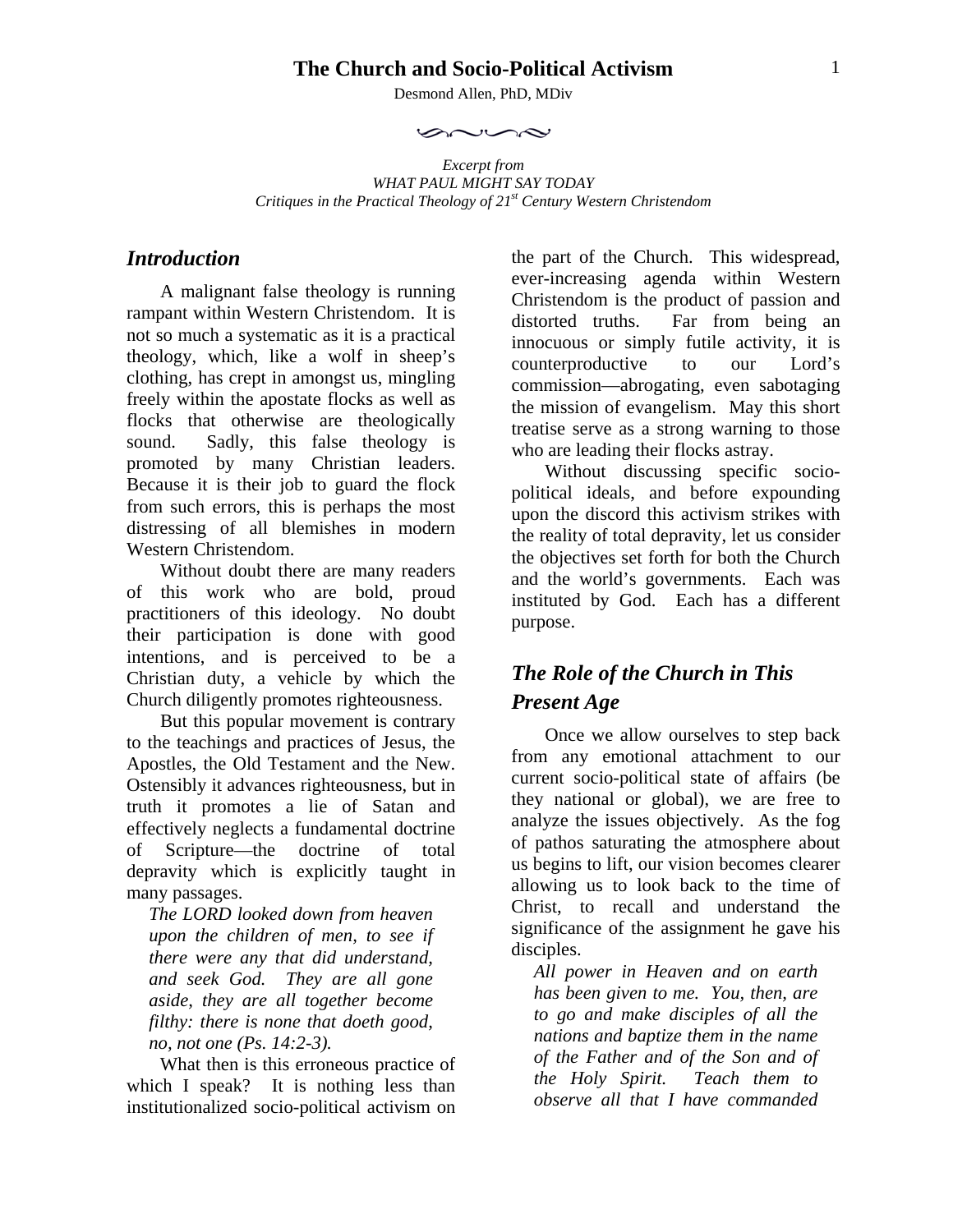# The Church and Socio-Political Activism

Desmond Allen, PhD, MDiv

*Excerpt from*
*WHAT PAUL MIGHT SAY TODAY*
*Critiques in the Practical Theology of 21st Century Western Christendom*

## *Introduction*

A malignant false theology is running rampant within Western Christendom. It is not so much a systematic as it is a practical theology, which, like a wolf in sheep's clothing, has crept in amongst us, mingling freely within the apostate flocks as well as flocks that otherwise are theologically sound. Sadly, this false theology is promoted by many Christian leaders. Because it is their job to guard the flock from such errors, this is perhaps the most distressing of all blemishes in modern Western Christendom.

Without doubt there are many readers of this work who are bold, proud practitioners of this ideology. No doubt their participation is done with good intentions, and is perceived to be a Christian duty, a vehicle by which the Church diligently promotes righteousness.

But this popular movement is contrary to the teachings and practices of Jesus, the Apostles, the Old Testament and the New. Ostensibly it advances righteousness, but in truth it promotes a lie of Satan and effectively neglects a fundamental doctrine of Scripture—the doctrine of total depravity which is explicitly taught in many passages.

> *The LORD looked down from heaven upon the children of men, to see if there were any that did understand, and seek God. They are all gone aside, they are all together become filthy: there is none that doeth good, no, not one (Ps. 14:2-3).*

What then is this erroneous practice of which I speak? It is nothing less than institutionalized socio-political activism on the part of the Church. This widespread, ever-increasing agenda within Western Christendom is the product of passion and distorted truths. Far from being an innocuous or simply futile activity, it is counterproductive to our Lord's commission—abrogating, even sabotaging the mission of evangelism. May this short treatise serve as a strong warning to those who are leading their flocks astray.

Without discussing specific socio-political ideals, and before expounding upon the discord this activism strikes with the reality of total depravity, let us consider the objectives set forth for both the Church and the world's governments. Each was instituted by God. Each has a different purpose.

## *The Role of the Church in This Present Age*

Once we allow ourselves to step back from any emotional attachment to our current socio-political state of affairs (be they national or global), we are free to analyze the issues objectively. As the fog of pathos saturating the atmosphere about us begins to lift, our vision becomes clearer allowing us to look back to the time of Christ, to recall and understand the significance of the assignment he gave his disciples.

> *All power in Heaven and on earth has been given to me. You, then, are to go and make disciples of all the nations and baptize them in the name of the Father and of the Son and of the Holy Spirit. Teach them to observe all that I have commanded*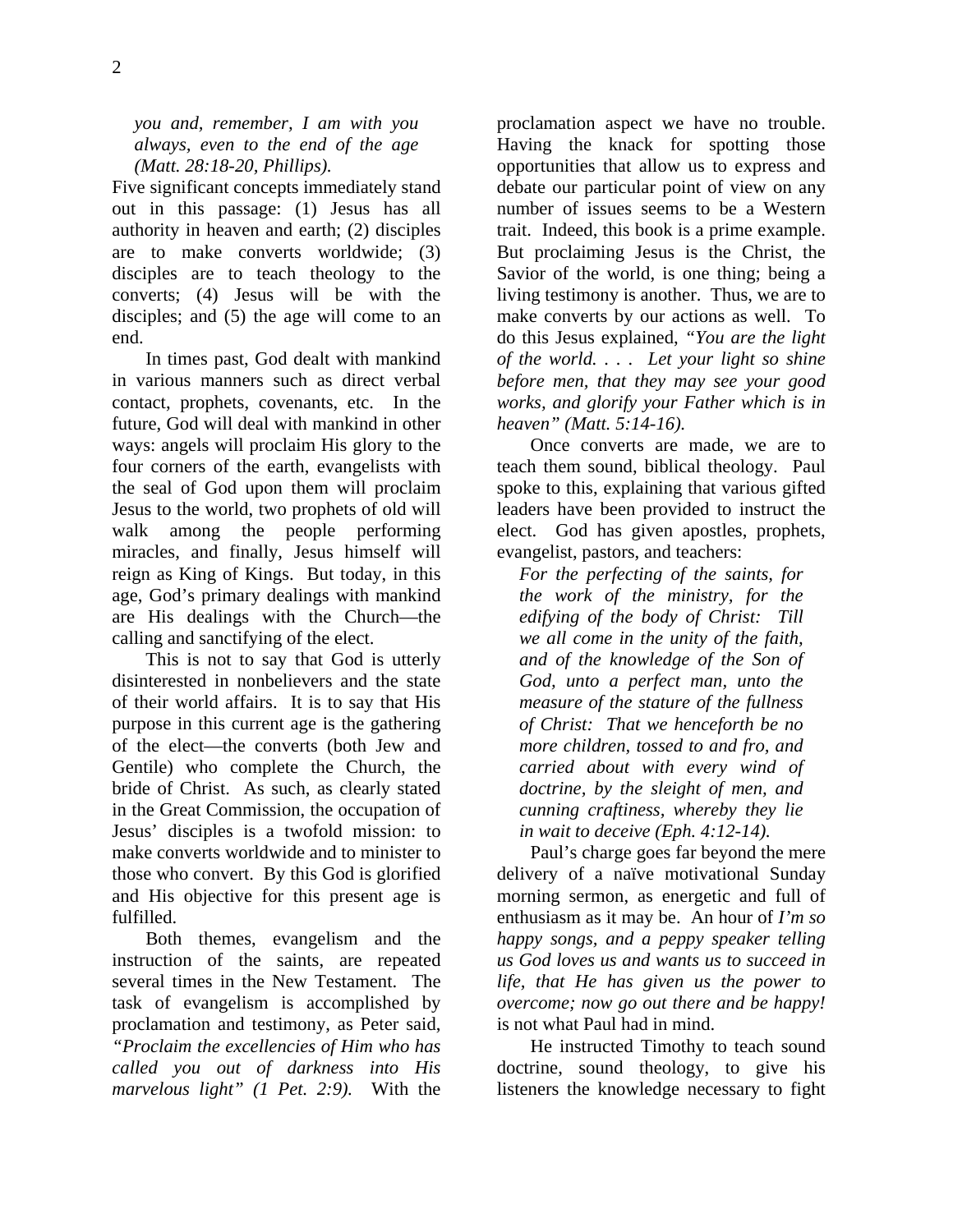> *you and, remember, I am with you always, even to the end of the age (Matt. 28:18-20, Phillips).*

Five significant concepts immediately stand out in this passage: (1) Jesus has all authority in heaven and earth; (2) disciples are to make converts worldwide; (3) disciples are to teach theology to the converts; (4) Jesus will be with the disciples; and (5) the age will come to an end.

In times past, God dealt with mankind in various manners such as direct verbal contact, prophets, covenants, etc. In the future, God will deal with mankind in other ways: angels will proclaim His glory to the four corners of the earth, evangelists with the seal of God upon them will proclaim Jesus to the world, two prophets of old will walk among the people performing miracles, and finally, Jesus himself will reign as King of Kings. But today, in this age, God's primary dealings with mankind are His dealings with the Church—the calling and sanctifying of the elect.

This is not to say that God is utterly disinterested in nonbelievers and the state of their world affairs. It is to say that His purpose in this current age is the gathering of the elect—the converts (both Jew and Gentile) who complete the Church, the bride of Christ. As such, as clearly stated in the Great Commission, the occupation of Jesus' disciples is a twofold mission: to make converts worldwide and to minister to those who convert. By this God is glorified and His objective for this present age is fulfilled.

Both themes, evangelism and the instruction of the saints, are repeated several times in the New Testament. The task of evangelism is accomplished by proclamation and testimony, as Peter said, *"Proclaim the excellencies of Him who has called you out of darkness into His marvelous light" (1 Pet. 2:9).* With the proclamation aspect we have no trouble. Having the knack for spotting those opportunities that allow us to express and debate our particular point of view on any number of issues seems to be a Western trait. Indeed, this book is a prime example. But proclaiming Jesus is the Christ, the Savior of the world, is one thing; being a living testimony is another. Thus, we are to make converts by our actions as well. To do this Jesus explained, *"You are the light of the world. . . . Let your light so shine before men, that they may see your good works, and glorify your Father which is in heaven" (Matt. 5:14-16).*

Once converts are made, we are to teach them sound, biblical theology. Paul spoke to this, explaining that various gifted leaders have been provided to instruct the elect. God has given apostles, prophets, evangelist, pastors, and teachers:

> *For the perfecting of the saints, for the work of the ministry, for the edifying of the body of Christ: Till we all come in the unity of the faith, and of the knowledge of the Son of God, unto a perfect man, unto the measure of the stature of the fullness of Christ: That we henceforth be no more children, tossed to and fro, and carried about with every wind of doctrine, by the sleight of men, and cunning craftiness, whereby they lie in wait to deceive (Eph. 4:12-14).*

Paul's charge goes far beyond the mere delivery of a naïve motivational Sunday morning sermon, as energetic and full of enthusiasm as it may be. An hour of *I'm so happy songs, and a peppy speaker telling us God loves us and wants us to succeed in life, that He has given us the power to overcome; now go out there and be happy!* is not what Paul had in mind.

He instructed Timothy to teach sound doctrine, sound theology, to give his listeners the knowledge necessary to fight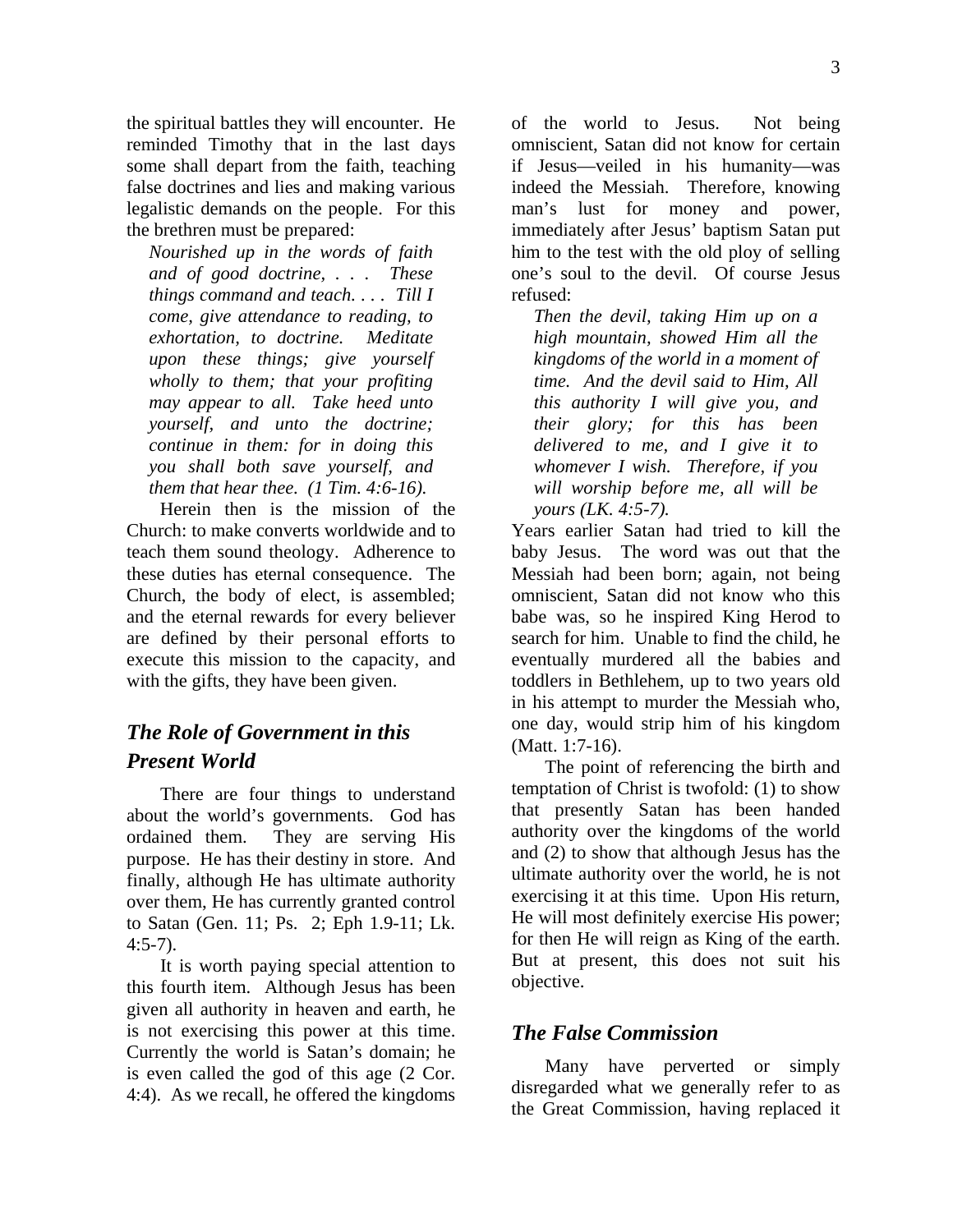the spiritual battles they will encounter. He reminded Timothy that in the last days some shall depart from the faith, teaching false doctrines and lies and making various legalistic demands on the people. For this the brethren must be prepared:

> *Nourished up in the words of faith and of good doctrine, . . . These things command and teach. . . . Till I come, give attendance to reading, to exhortation, to doctrine. Meditate upon these things; give yourself wholly to them; that your profiting may appear to all. Take heed unto yourself, and unto the doctrine; continue in them: for in doing this you shall both save yourself, and them that hear thee. (1 Tim. 4:6-16).*

Herein then is the mission of the Church: to make converts worldwide and to teach them sound theology. Adherence to these duties has eternal consequence. The Church, the body of elect, is assembled; and the eternal rewards for every believer are defined by their personal efforts to execute this mission to the capacity, and with the gifts, they have been given.

## *The Role of Government in this Present World*

There are four things to understand about the world's governments. God has ordained them. They are serving His purpose. He has their destiny in store. And finally, although He has ultimate authority over them, He has currently granted control to Satan (Gen. 11; Ps. 2; Eph 1.9-11; Lk. 4:5-7).

It is worth paying special attention to this fourth item. Although Jesus has been given all authority in heaven and earth, he is not exercising this power at this time. Currently the world is Satan's domain; he is even called the god of this age (2 Cor. 4:4). As we recall, he offered the kingdoms of the world to Jesus. Not being omniscient, Satan did not know for certain if Jesus—veiled in his humanity—was indeed the Messiah. Therefore, knowing man's lust for money and power, immediately after Jesus' baptism Satan put him to the test with the old ploy of selling one's soul to the devil. Of course Jesus refused:

> *Then the devil, taking Him up on a high mountain, showed Him all the kingdoms of the world in a moment of time. And the devil said to Him, All this authority I will give you, and their glory; for this has been delivered to me, and I give it to whomever I wish. Therefore, if you will worship before me, all will be yours (LK. 4:5-7).*

Years earlier Satan had tried to kill the baby Jesus. The word was out that the Messiah had been born; again, not being omniscient, Satan did not know who this babe was, so he inspired King Herod to search for him. Unable to find the child, he eventually murdered all the babies and toddlers in Bethlehem, up to two years old in his attempt to murder the Messiah who, one day, would strip him of his kingdom (Matt. 1:7-16).

The point of referencing the birth and temptation of Christ is twofold: (1) to show that presently Satan has been handed authority over the kingdoms of the world and (2) to show that although Jesus has the ultimate authority over the world, he is not exercising it at this time. Upon His return, He will most definitely exercise His power; for then He will reign as King of the earth. But at present, this does not suit his objective.

## *The False Commission*

Many have perverted or simply disregarded what we generally refer to as the Great Commission, having replaced it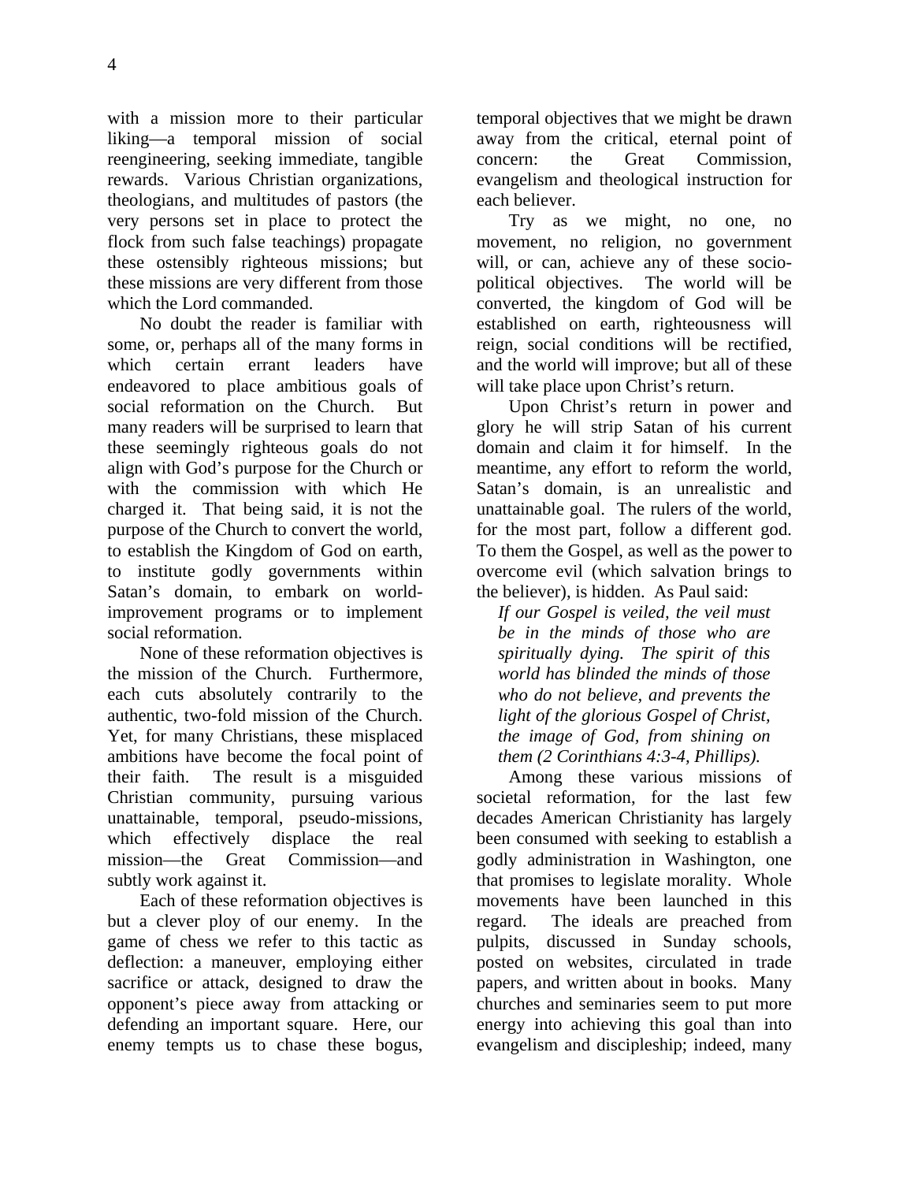with a mission more to their particular liking—a temporal mission of social reengineering, seeking immediate, tangible rewards. Various Christian organizations, theologians, and multitudes of pastors (the very persons set in place to protect the flock from such false teachings) propagate these ostensibly righteous missions; but these missions are very different from those which the Lord commanded.

No doubt the reader is familiar with some, or, perhaps all of the many forms in which certain errant leaders have endeavored to place ambitious goals of social reformation on the Church. But many readers will be surprised to learn that these seemingly righteous goals do not align with God's purpose for the Church or with the commission with which He charged it. That being said, it is not the purpose of the Church to convert the world, to establish the Kingdom of God on earth, to institute godly governments within Satan's domain, to embark on world-improvement programs or to implement social reformation.

None of these reformation objectives is the mission of the Church. Furthermore, each cuts absolutely contrarily to the authentic, two-fold mission of the Church. Yet, for many Christians, these misplaced ambitions have become the focal point of their faith. The result is a misguided Christian community, pursuing various unattainable, temporal, pseudo-missions, which effectively displace the real mission—the Great Commission—and subtly work against it.

Each of these reformation objectives is but a clever ploy of our enemy. In the game of chess we refer to this tactic as deflection: a maneuver, employing either sacrifice or attack, designed to draw the opponent's piece away from attacking or defending an important square. Here, our enemy tempts us to chase these bogus, temporal objectives that we might be drawn away from the critical, eternal point of concern: the Great Commission, evangelism and theological instruction for each believer.

Try as we might, no one, no movement, no religion, no government will, or can, achieve any of these socio-political objectives. The world will be converted, the kingdom of God will be established on earth, righteousness will reign, social conditions will be rectified, and the world will improve; but all of these will take place upon Christ's return.

Upon Christ's return in power and glory he will strip Satan of his current domain and claim it for himself. In the meantime, any effort to reform the world, Satan's domain, is an unrealistic and unattainable goal. The rulers of the world, for the most part, follow a different god. To them the Gospel, as well as the power to overcome evil (which salvation brings to the believer), is hidden. As Paul said:

> *If our Gospel is veiled, the veil must be in the minds of those who are spiritually dying. The spirit of this world has blinded the minds of those who do not believe, and prevents the light of the glorious Gospel of Christ, the image of God, from shining on them (2 Corinthians 4:3-4, Phillips).*

Among these various missions of societal reformation, for the last few decades American Christianity has largely been consumed with seeking to establish a godly administration in Washington, one that promises to legislate morality. Whole movements have been launched in this regard. The ideals are preached from pulpits, discussed in Sunday schools, posted on websites, circulated in trade papers, and written about in books. Many churches and seminaries seem to put more energy into achieving this goal than into evangelism and discipleship; indeed, many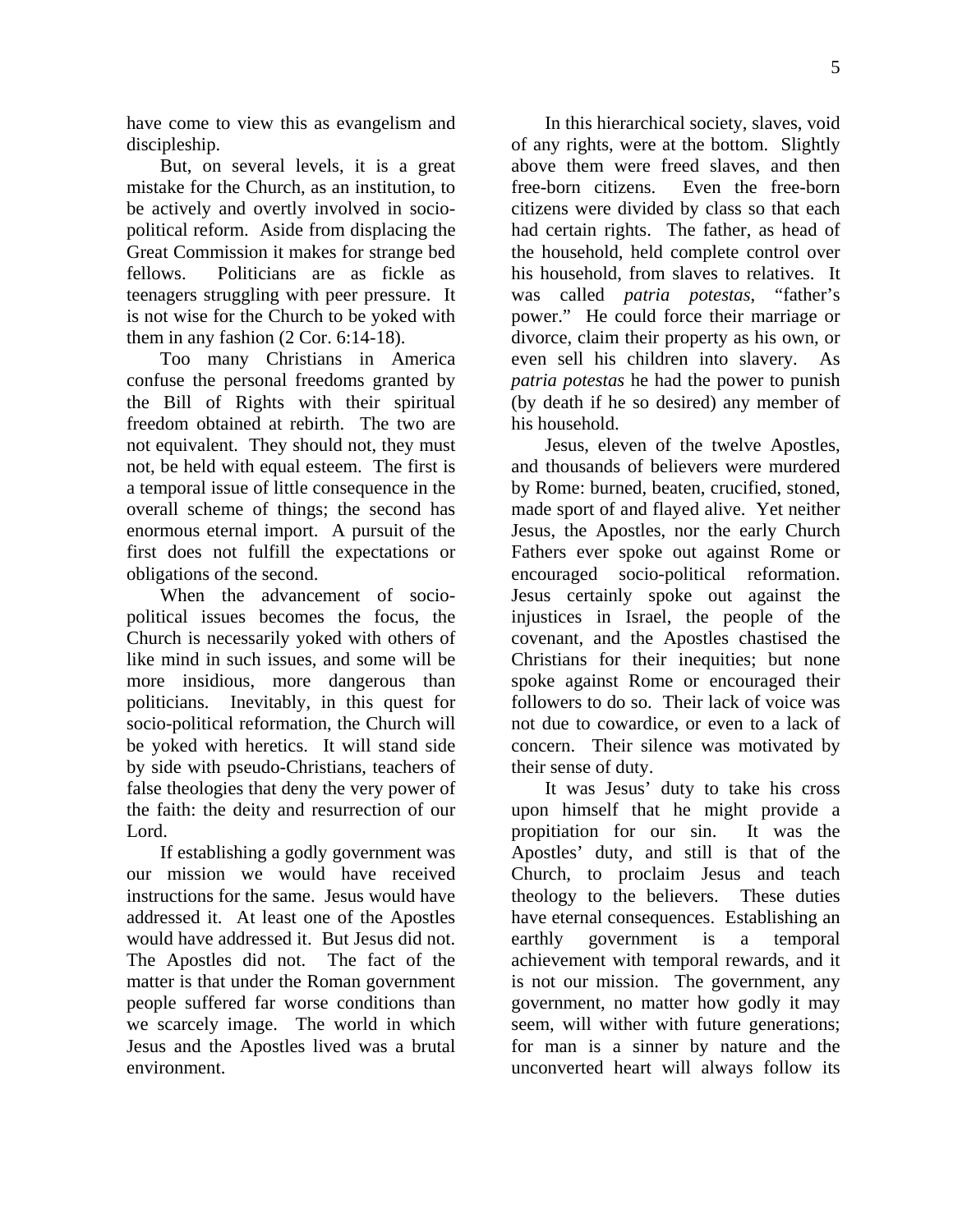have come to view this as evangelism and discipleship.

But, on several levels, it is a great mistake for the Church, as an institution, to be actively and overtly involved in socio-political reform. Aside from displacing the Great Commission it makes for strange bed fellows. Politicians are as fickle as teenagers struggling with peer pressure. It is not wise for the Church to be yoked with them in any fashion (2 Cor. 6:14-18).

Too many Christians in America confuse the personal freedoms granted by the Bill of Rights with their spiritual freedom obtained at rebirth. The two are not equivalent. They should not, they must not, be held with equal esteem. The first is a temporal issue of little consequence in the overall scheme of things; the second has enormous eternal import. A pursuit of the first does not fulfill the expectations or obligations of the second.

When the advancement of socio-political issues becomes the focus, the Church is necessarily yoked with others of like mind in such issues, and some will be more insidious, more dangerous than politicians. Inevitably, in this quest for socio-political reformation, the Church will be yoked with heretics. It will stand side by side with pseudo-Christians, teachers of false theologies that deny the very power of the faith: the deity and resurrection of our Lord.

If establishing a godly government was our mission we would have received instructions for the same. Jesus would have addressed it. At least one of the Apostles would have addressed it. But Jesus did not. The Apostles did not. The fact of the matter is that under the Roman government people suffered far worse conditions than we scarcely image. The world in which Jesus and the Apostles lived was a brutal environment.

In this hierarchical society, slaves, void of any rights, were at the bottom. Slightly above them were freed slaves, and then free-born citizens. Even the free-born citizens were divided by class so that each had certain rights. The father, as head of the household, held complete control over his household, from slaves to relatives. It was called *patria potestas*, "father's power." He could force their marriage or divorce, claim their property as his own, or even sell his children into slavery. As *patria potestas* he had the power to punish (by death if he so desired) any member of his household.

Jesus, eleven of the twelve Apostles, and thousands of believers were murdered by Rome: burned, beaten, crucified, stoned, made sport of and flayed alive. Yet neither Jesus, the Apostles, nor the early Church Fathers ever spoke out against Rome or encouraged socio-political reformation. Jesus certainly spoke out against the injustices in Israel, the people of the covenant, and the Apostles chastised the Christians for their inequities; but none spoke against Rome or encouraged their followers to do so. Their lack of voice was not due to cowardice, or even to a lack of concern. Their silence was motivated by their sense of duty.

It was Jesus' duty to take his cross upon himself that he might provide a propitiation for our sin. It was the Apostles' duty, and still is that of the Church, to proclaim Jesus and teach theology to the believers. These duties have eternal consequences. Establishing an earthly government is a temporal achievement with temporal rewards, and it is not our mission. The government, any government, no matter how godly it may seem, will wither with future generations; for man is a sinner by nature and the unconverted heart will always follow its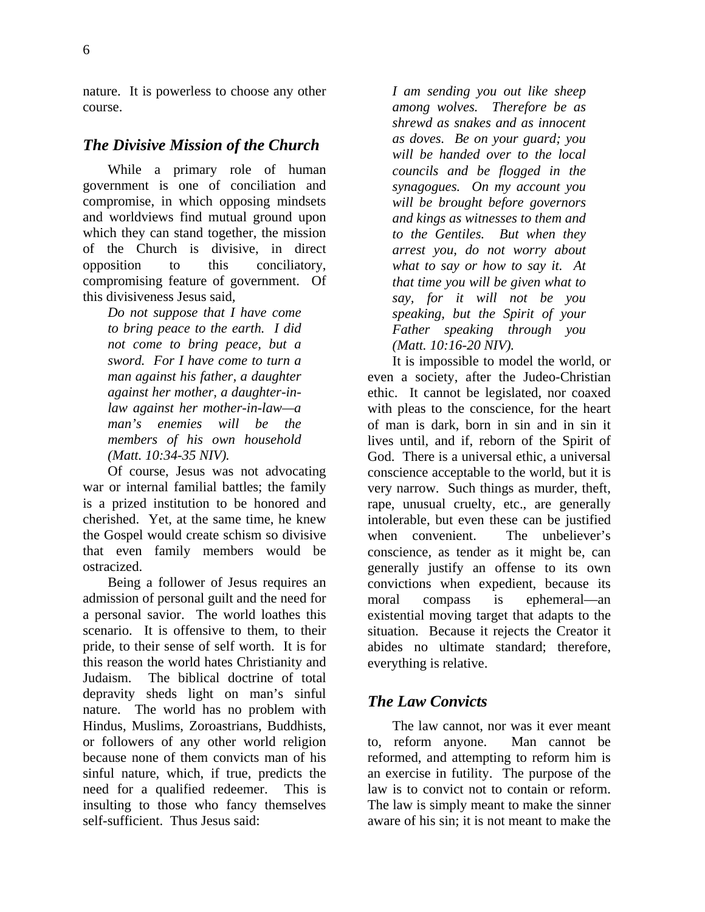nature. It is powerless to choose any other course.

## *The Divisive Mission of the Church*

While a primary role of human government is one of conciliation and compromise, in which opposing mindsets and worldviews find mutual ground upon which they can stand together, the mission of the Church is divisive, in direct opposition to this conciliatory, compromising feature of government. Of this divisiveness Jesus said,

> *Do not suppose that I have come to bring peace to the earth. I did not come to bring peace, but a sword. For I have come to turn a man against his father, a daughter against her mother, a daughter-in-law against her mother-in-law—a man's enemies will be the members of his own household (Matt. 10:34-35 NIV).*

Of course, Jesus was not advocating war or internal familial battles; the family is a prized institution to be honored and cherished. Yet, at the same time, he knew the Gospel would create schism so divisive that even family members would be ostracized.

Being a follower of Jesus requires an admission of personal guilt and the need for a personal savior. The world loathes this scenario. It is offensive to them, to their pride, to their sense of self worth. It is for this reason the world hates Christianity and Judaism. The biblical doctrine of total depravity sheds light on man's sinful nature. The world has no problem with Hindus, Muslims, Zoroastrians, Buddhists, or followers of any other world religion because none of them convicts man of his sinful nature, which, if true, predicts the need for a qualified redeemer. This is insulting to those who fancy themselves self-sufficient. Thus Jesus said:

> *I am sending you out like sheep among wolves. Therefore be as shrewd as snakes and as innocent as doves. Be on your guard; you will be handed over to the local councils and be flogged in the synagogues. On my account you will be brought before governors and kings as witnesses to them and to the Gentiles. But when they arrest you, do not worry about what to say or how to say it. At that time you will be given what to say, for it will not be you speaking, but the Spirit of your Father speaking through you (Matt. 10:16-20 NIV).*

It is impossible to model the world, or even a society, after the Judeo-Christian ethic. It cannot be legislated, nor coaxed with pleas to the conscience, for the heart of man is dark, born in sin and in sin it lives until, and if, reborn of the Spirit of God. There is a universal ethic, a universal conscience acceptable to the world, but it is very narrow. Such things as murder, theft, rape, unusual cruelty, etc., are generally intolerable, but even these can be justified when convenient. The unbeliever's conscience, as tender as it might be, can generally justify an offense to its own convictions when expedient, because its moral compass is ephemeral—an existential moving target that adapts to the situation. Because it rejects the Creator it abides no ultimate standard; therefore, everything is relative.

## *The Law Convicts*

The law cannot, nor was it ever meant to, reform anyone. Man cannot be reformed, and attempting to reform him is an exercise in futility. The purpose of the law is to convict not to contain or reform. The law is simply meant to make the sinner aware of his sin; it is not meant to make the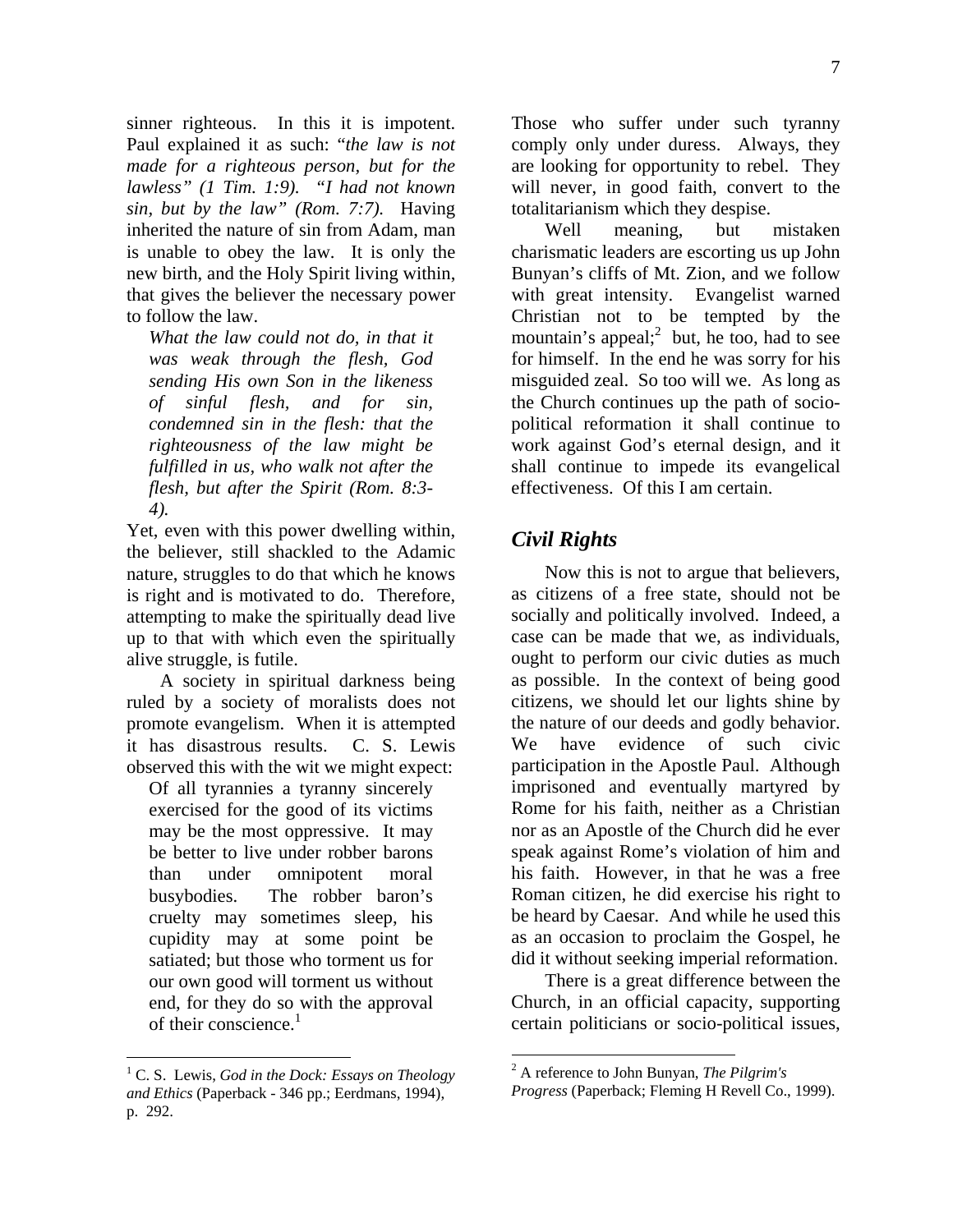sinner righteous. In this it is impotent. Paul explained it as such: "*the law is not made for a righteous person, but for the lawless" (1 Tim. 1:9). "I had not known sin, but by the law" (Rom. 7:7).* Having inherited the nature of sin from Adam, man is unable to obey the law. It is only the new birth, and the Holy Spirit living within, that gives the believer the necessary power to follow the law.

> *What the law could not do, in that it was weak through the flesh, God sending His own Son in the likeness of sinful flesh, and for sin, condemned sin in the flesh: that the righteousness of the law might be fulfilled in us, who walk not after the flesh, but after the Spirit (Rom. 8:3-4).*

Yet, even with this power dwelling within, the believer, still shackled to the Adamic nature, struggles to do that which he knows is right and is motivated to do. Therefore, attempting to make the spiritually dead live up to that with which even the spiritually alive struggle, is futile.

A society in spiritual darkness being ruled by a society of moralists does not promote evangelism. When it is attempted it has disastrous results. C. S. Lewis observed this with the wit we might expect:

> Of all tyrannies a tyranny sincerely exercised for the good of its victims may be the most oppressive. It may be better to live under robber barons than under omnipotent moral busybodies. The robber baron's cruelty may sometimes sleep, his cupidity may at some point be satiated; but those who torment us for our own good will torment us without end, for they do so with the approval of their conscience.[1]

Those who suffer under such tyranny comply only under duress. Always, they are looking for opportunity to rebel. They will never, in good faith, convert to the totalitarianism which they despise.

Well meaning, but mistaken charismatic leaders are escorting us up John Bunyan's cliffs of Mt. Zion, and we follow with great intensity. Evangelist warned Christian not to be tempted by the mountain's appeal;[2] but, he too, had to see for himself. In the end he was sorry for his misguided zeal. So too will we. As long as the Church continues up the path of socio-political reformation it shall continue to work against God's eternal design, and it shall continue to impede its evangelical effectiveness. Of this I am certain.

## *Civil Rights*

Now this is not to argue that believers, as citizens of a free state, should not be socially and politically involved. Indeed, a case can be made that we, as individuals, ought to perform our civic duties as much as possible. In the context of being good citizens, we should let our lights shine by the nature of our deeds and godly behavior. We have evidence of such civic participation in the Apostle Paul. Although imprisoned and eventually martyred by Rome for his faith, neither as a Christian nor as an Apostle of the Church did he ever speak against Rome's violation of him and his faith. However, in that he was a free Roman citizen, he did exercise his right to be heard by Caesar. And while he used this as an occasion to proclaim the Gospel, he did it without seeking imperial reformation.

There is a great difference between the Church, in an official capacity, supporting certain politicians or socio-political issues,

---

[1] C. S. Lewis, *God in the Dock: Essays on Theology and Ethics* (Paperback - 346 pp.; Eerdmans, 1994), p. 292.

[2] A reference to John Bunyan, *The Pilgrim's Progress* (Paperback; Fleming H Revell Co., 1999).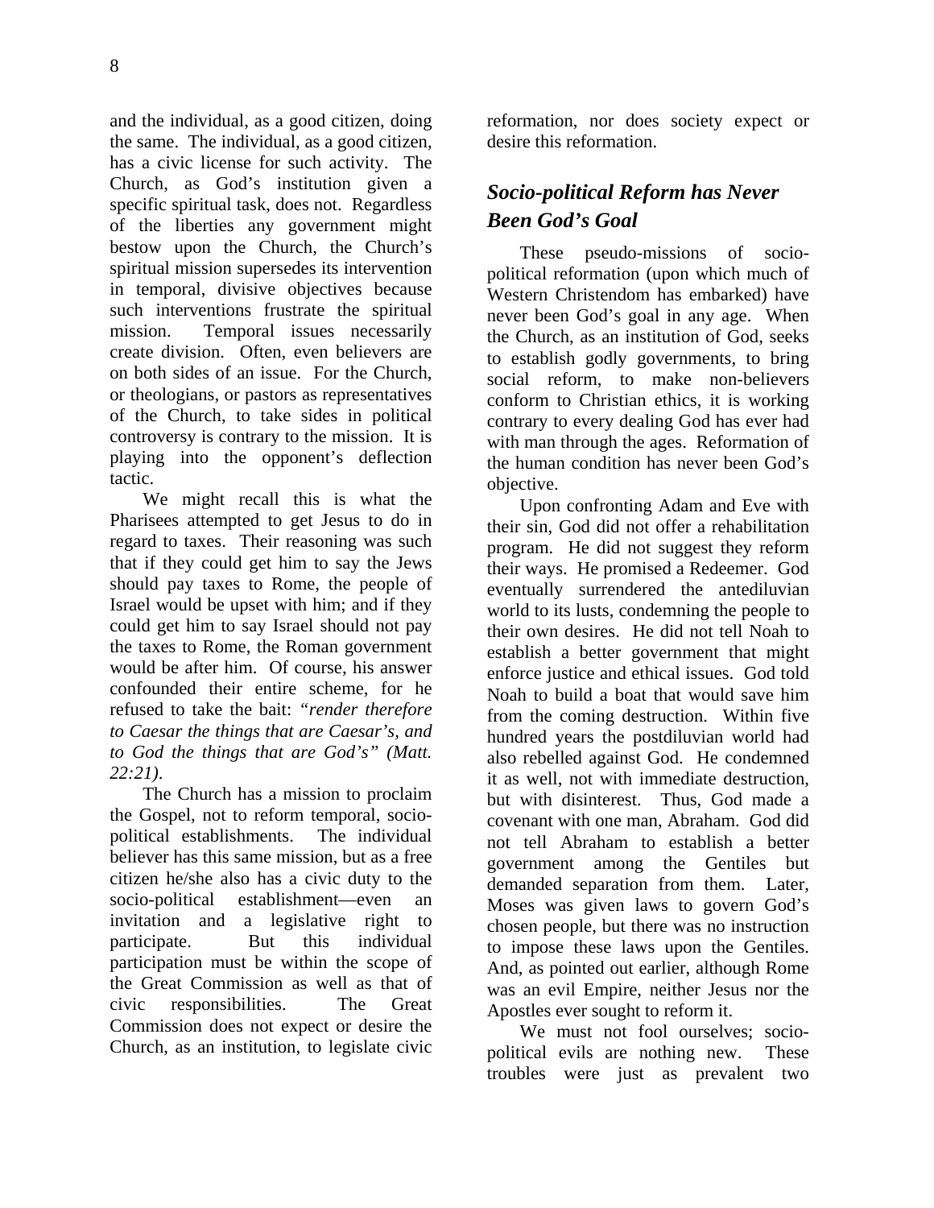and the individual, as a good citizen, doing the same. The individual, as a good citizen, has a civic license for such activity. The Church, as God's institution given a specific spiritual task, does not. Regardless of the liberties any government might bestow upon the Church, the Church's spiritual mission supersedes its intervention in temporal, divisive objectives because such interventions frustrate the spiritual mission. Temporal issues necessarily create division. Often, even believers are on both sides of an issue. For the Church, or theologians, or pastors as representatives of the Church, to take sides in political controversy is contrary to the mission. It is playing into the opponent's deflection tactic.

We might recall this is what the Pharisees attempted to get Jesus to do in regard to taxes. Their reasoning was such that if they could get him to say the Jews should pay taxes to Rome, the people of Israel would be upset with him; and if they could get him to say Israel should not pay the taxes to Rome, the Roman government would be after him. Of course, his answer confounded their entire scheme, for he refused to take the bait: *"render therefore to Caesar the things that are Caesar's, and to God the things that are God's" (Matt. 22:21)*.

The Church has a mission to proclaim the Gospel, not to reform temporal, socio-political establishments. The individual believer has this same mission, but as a free citizen he/she also has a civic duty to the socio-political establishment—even an invitation and a legislative right to participate. But this individual participation must be within the scope of the Great Commission as well as that of civic responsibilities. The Great Commission does not expect or desire the Church, as an institution, to legislate civic reformation, nor does society expect or desire this reformation.

## *Socio-political Reform has Never Been God's Goal*

These pseudo-missions of socio-political reformation (upon which much of Western Christendom has embarked) have never been God's goal in any age. When the Church, as an institution of God, seeks to establish godly governments, to bring social reform, to make non-believers conform to Christian ethics, it is working contrary to every dealing God has ever had with man through the ages. Reformation of the human condition has never been God's objective.

Upon confronting Adam and Eve with their sin, God did not offer a rehabilitation program. He did not suggest they reform their ways. He promised a Redeemer. God eventually surrendered the antediluvian world to its lusts, condemning the people to their own desires. He did not tell Noah to establish a better government that might enforce justice and ethical issues. God told Noah to build a boat that would save him from the coming destruction. Within five hundred years the postdiluvian world had also rebelled against God. He condemned it as well, not with immediate destruction, but with disinterest. Thus, God made a covenant with one man, Abraham. God did not tell Abraham to establish a better government among the Gentiles but demanded separation from them. Later, Moses was given laws to govern God's chosen people, but there was no instruction to impose these laws upon the Gentiles. And, as pointed out earlier, although Rome was an evil Empire, neither Jesus nor the Apostles ever sought to reform it.

We must not fool ourselves; socio-political evils are nothing new. These troubles were just as prevalent two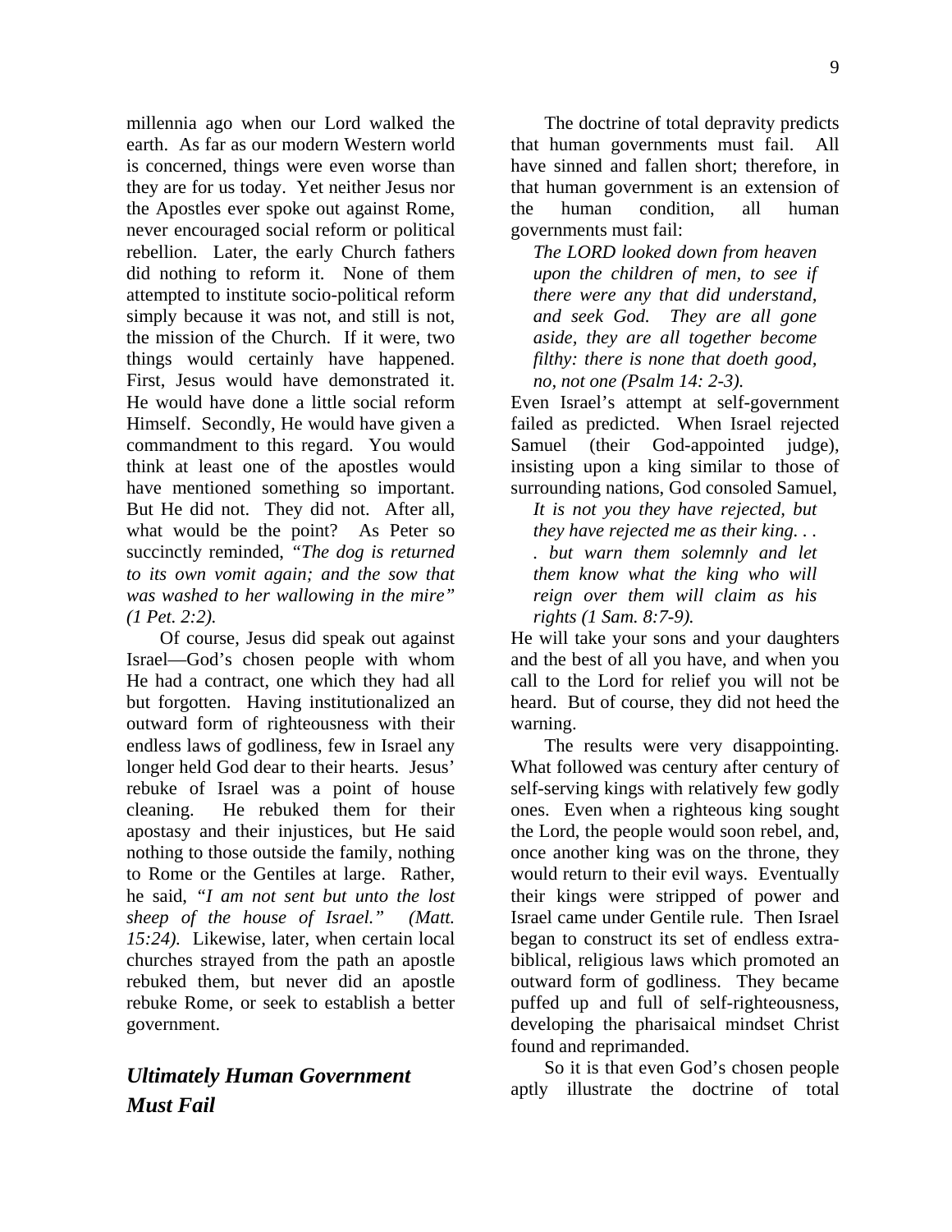millennia ago when our Lord walked the earth. As far as our modern Western world is concerned, things were even worse than they are for us today. Yet neither Jesus nor the Apostles ever spoke out against Rome, never encouraged social reform or political rebellion. Later, the early Church fathers did nothing to reform it. None of them attempted to institute socio-political reform simply because it was not, and still is not, the mission of the Church. If it were, two things would certainly have happened. First, Jesus would have demonstrated it. He would have done a little social reform Himself. Secondly, He would have given a commandment to this regard. You would think at least one of the apostles would have mentioned something so important. But He did not. They did not. After all, what would be the point? As Peter so succinctly reminded, *"The dog is returned to its own vomit again; and the sow that was washed to her wallowing in the mire" (1 Pet. 2:2).*

Of course, Jesus did speak out against Israel—God's chosen people with whom He had a contract, one which they had all but forgotten. Having institutionalized an outward form of righteousness with their endless laws of godliness, few in Israel any longer held God dear to their hearts. Jesus' rebuke of Israel was a point of house cleaning. He rebuked them for their apostasy and their injustices, but He said nothing to those outside the family, nothing to Rome or the Gentiles at large. Rather, he said, *"I am not sent but unto the lost sheep of the house of Israel." (Matt. 15:24).* Likewise, later, when certain local churches strayed from the path an apostle rebuked them, but never did an apostle rebuke Rome, or seek to establish a better government.

## *Ultimately Human Government Must Fail*

The doctrine of total depravity predicts that human governments must fail. All have sinned and fallen short; therefore, in that human government is an extension of the human condition, all human governments must fail:

> *The LORD looked down from heaven upon the children of men, to see if there were any that did understand, and seek God. They are all gone aside, they are all together become filthy: there is none that doeth good, no, not one (Psalm 14: 2-3).*

Even Israel's attempt at self-government failed as predicted. When Israel rejected Samuel (their God-appointed judge), insisting upon a king similar to those of surrounding nations, God consoled Samuel,

> *It is not you they have rejected, but they have rejected me as their king. . . . but warn them solemnly and let them know what the king who will reign over them will claim as his rights (1 Sam. 8:7-9).*

He will take your sons and your daughters and the best of all you have, and when you call to the Lord for relief you will not be heard. But of course, they did not heed the warning.

The results were very disappointing. What followed was century after century of self-serving kings with relatively few godly ones. Even when a righteous king sought the Lord, the people would soon rebel, and, once another king was on the throne, they would return to their evil ways. Eventually their kings were stripped of power and Israel came under Gentile rule. Then Israel began to construct its set of endless extra-biblical, religious laws which promoted an outward form of godliness. They became puffed up and full of self-righteousness, developing the pharisaical mindset Christ found and reprimanded.

So it is that even God's chosen people aptly illustrate the doctrine of total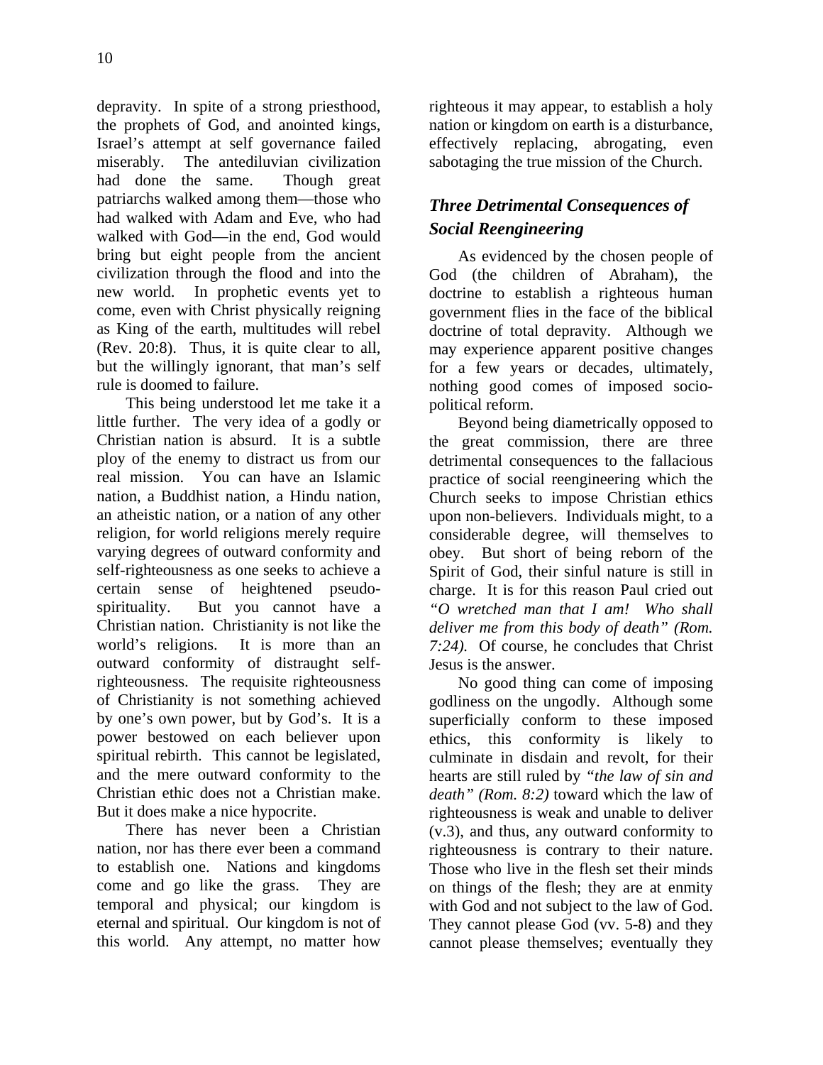depravity. In spite of a strong priesthood, the prophets of God, and anointed kings, Israel's attempt at self governance failed miserably. The antediluvian civilization had done the same. Though great patriarchs walked among them—those who had walked with Adam and Eve, who had walked with God—in the end, God would bring but eight people from the ancient civilization through the flood and into the new world. In prophetic events yet to come, even with Christ physically reigning as King of the earth, multitudes will rebel (Rev. 20:8). Thus, it is quite clear to all, but the willingly ignorant, that man's self rule is doomed to failure.

This being understood let me take it a little further. The very idea of a godly or Christian nation is absurd. It is a subtle ploy of the enemy to distract us from our real mission. You can have an Islamic nation, a Buddhist nation, a Hindu nation, an atheistic nation, or a nation of any other religion, for world religions merely require varying degrees of outward conformity and self-righteousness as one seeks to achieve a certain sense of heightened pseudo-spirituality. But you cannot have a Christian nation. Christianity is not like the world's religions. It is more than an outward conformity of distraught self-righteousness. The requisite righteousness of Christianity is not something achieved by one's own power, but by God's. It is a power bestowed on each believer upon spiritual rebirth. This cannot be legislated, and the mere outward conformity to the Christian ethic does not a Christian make. But it does make a nice hypocrite.

There has never been a Christian nation, nor has there ever been a command to establish one. Nations and kingdoms come and go like the grass. They are temporal and physical; our kingdom is eternal and spiritual. Our kingdom is not of this world. Any attempt, no matter how righteous it may appear, to establish a holy nation or kingdom on earth is a disturbance, effectively replacing, abrogating, even sabotaging the true mission of the Church.

### *Three Detrimental Consequences of Social Reengineering*

As evidenced by the chosen people of God (the children of Abraham), the doctrine to establish a righteous human government flies in the face of the biblical doctrine of total depravity. Although we may experience apparent positive changes for a few years or decades, ultimately, nothing good comes of imposed socio-political reform.

Beyond being diametrically opposed to the great commission, there are three detrimental consequences to the fallacious practice of social reengineering which the Church seeks to impose Christian ethics upon non-believers. Individuals might, to a considerable degree, will themselves to obey. But short of being reborn of the Spirit of God, their sinful nature is still in charge. It is for this reason Paul cried out *"O wretched man that I am! Who shall deliver me from this body of death" (Rom. 7:24).* Of course, he concludes that Christ Jesus is the answer.

No good thing can come of imposing godliness on the ungodly. Although some superficially conform to these imposed ethics, this conformity is likely to culminate in disdain and revolt, for their hearts are still ruled by *"the law of sin and death" (Rom. 8:2)* toward which the law of righteousness is weak and unable to deliver (v.3), and thus, any outward conformity to righteousness is contrary to their nature. Those who live in the flesh set their minds on things of the flesh; they are at enmity with God and not subject to the law of God. They cannot please God (vv. 5-8) and they cannot please themselves; eventually they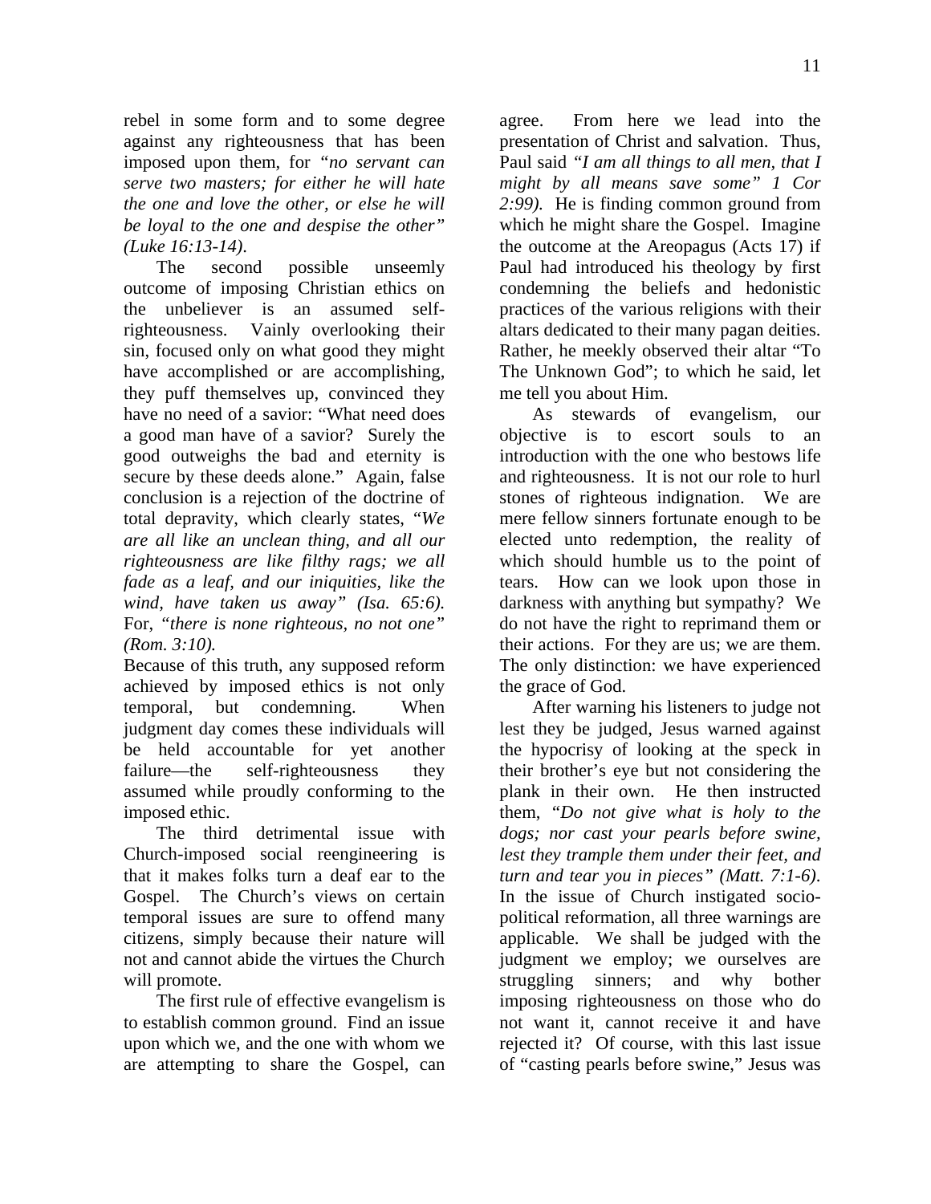rebel in some form and to some degree against any righteousness that has been imposed upon them, for *"no servant can serve two masters; for either he will hate the one and love the other, or else he will be loyal to the one and despise the other" (Luke 16:13-14)*.

The second possible unseemly outcome of imposing Christian ethics on the unbeliever is an assumed self-righteousness. Vainly overlooking their sin, focused only on what good they might have accomplished or are accomplishing, they puff themselves up, convinced they have no need of a savior: "What need does a good man have of a savior? Surely the good outweighs the bad and eternity is secure by these deeds alone." Again, false conclusion is a rejection of the doctrine of total depravity, which clearly states, "*We are all like an unclean thing, and all our righteousness are like filthy rags; we all fade as a leaf, and our iniquities, like the wind, have taken us away" (Isa. 65:6).* For, *"there is none righteous, no not one" (Rom. 3:10).*

Because of this truth, any supposed reform achieved by imposed ethics is not only temporal, but condemning. When judgment day comes these individuals will be held accountable for yet another failure—the self-righteousness they assumed while proudly conforming to the imposed ethic.

The third detrimental issue with Church-imposed social reengineering is that it makes folks turn a deaf ear to the Gospel. The Church's views on certain temporal issues are sure to offend many citizens, simply because their nature will not and cannot abide the virtues the Church will promote.

The first rule of effective evangelism is to establish common ground. Find an issue upon which we, and the one with whom we are attempting to share the Gospel, can agree. From here we lead into the presentation of Christ and salvation. Thus, Paul said *"I am all things to all men, that I might by all means save some" 1 Cor 2:99).* He is finding common ground from which he might share the Gospel. Imagine the outcome at the Areopagus (Acts 17) if Paul had introduced his theology by first condemning the beliefs and hedonistic practices of the various religions with their altars dedicated to their many pagan deities. Rather, he meekly observed their altar "To The Unknown God"; to which he said, let me tell you about Him.

As stewards of evangelism, our objective is to escort souls to an introduction with the one who bestows life and righteousness. It is not our role to hurl stones of righteous indignation. We are mere fellow sinners fortunate enough to be elected unto redemption, the reality of which should humble us to the point of tears. How can we look upon those in darkness with anything but sympathy? We do not have the right to reprimand them or their actions. For they are us; we are them. The only distinction: we have experienced the grace of God.

After warning his listeners to judge not lest they be judged, Jesus warned against the hypocrisy of looking at the speck in their brother's eye but not considering the plank in their own. He then instructed them, *"Do not give what is holy to the dogs; nor cast your pearls before swine, lest they trample them under their feet, and turn and tear you in pieces" (Matt. 7:1-6)*. In the issue of Church instigated socio-political reformation, all three warnings are applicable. We shall be judged with the judgment we employ; we ourselves are struggling sinners; and why bother imposing righteousness on those who do not want it, cannot receive it and have rejected it? Of course, with this last issue of "casting pearls before swine," Jesus was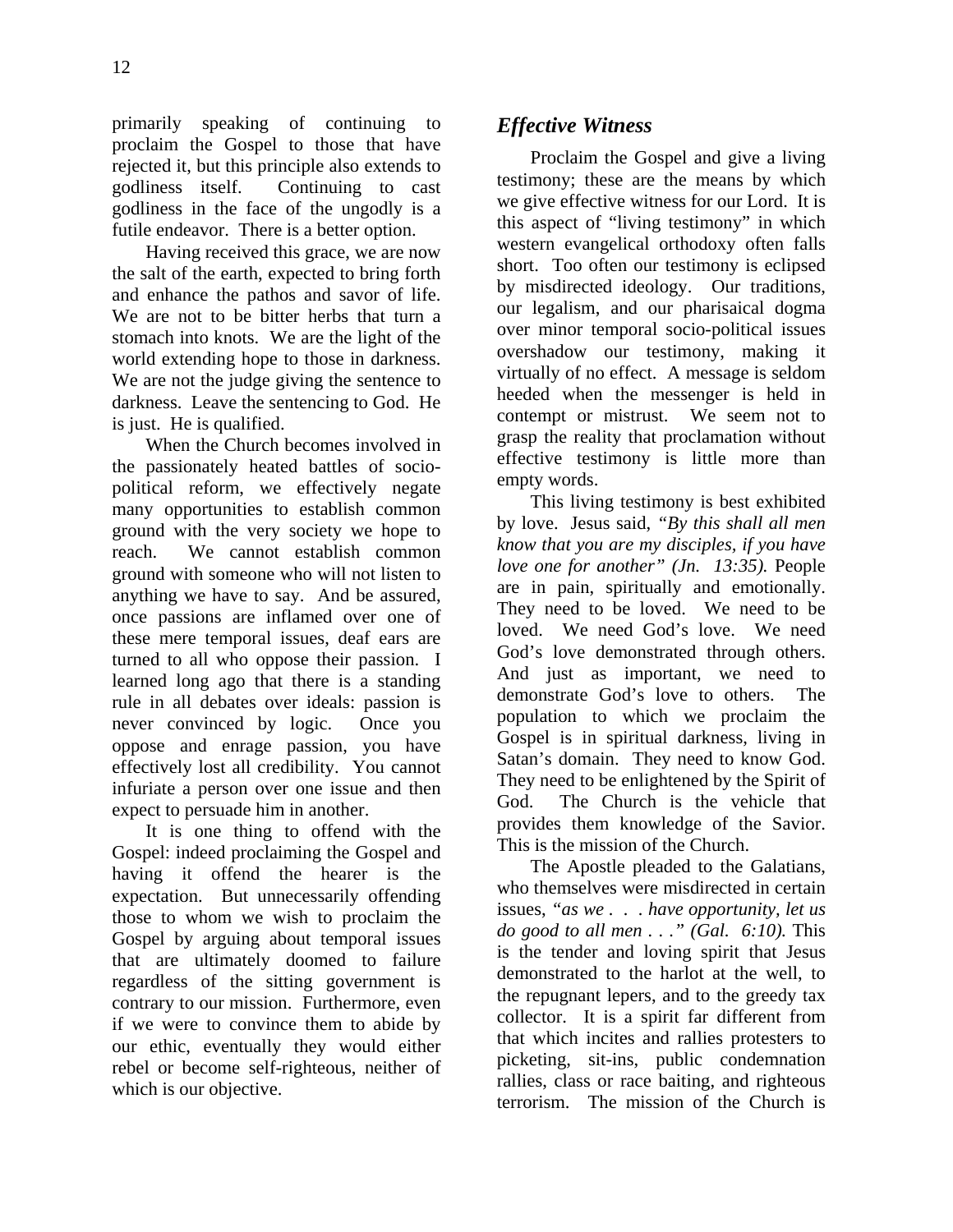primarily speaking of continuing to proclaim the Gospel to those that have rejected it, but this principle also extends to godliness itself. Continuing to cast godliness in the face of the ungodly is a futile endeavor. There is a better option.

Having received this grace, we are now the salt of the earth, expected to bring forth and enhance the pathos and savor of life. We are not to be bitter herbs that turn a stomach into knots. We are the light of the world extending hope to those in darkness. We are not the judge giving the sentence to darkness. Leave the sentencing to God. He is just. He is qualified.

When the Church becomes involved in the passionately heated battles of socio-political reform, we effectively negate many opportunities to establish common ground with the very society we hope to reach. We cannot establish common ground with someone who will not listen to anything we have to say. And be assured, once passions are inflamed over one of these mere temporal issues, deaf ears are turned to all who oppose their passion. I learned long ago that there is a standing rule in all debates over ideals: passion is never convinced by logic. Once you oppose and enrage passion, you have effectively lost all credibility. You cannot infuriate a person over one issue and then expect to persuade him in another.

It is one thing to offend with the Gospel: indeed proclaiming the Gospel and having it offend the hearer is the expectation. But unnecessarily offending those to whom we wish to proclaim the Gospel by arguing about temporal issues that are ultimately doomed to failure regardless of the sitting government is contrary to our mission. Furthermore, even if we were to convince them to abide by our ethic, eventually they would either rebel or become self-righteous, neither of which is our objective.

## *Effective Witness*

Proclaim the Gospel and give a living testimony; these are the means by which we give effective witness for our Lord. It is this aspect of "living testimony" in which western evangelical orthodoxy often falls short. Too often our testimony is eclipsed by misdirected ideology. Our traditions, our legalism, and our pharisaical dogma over minor temporal socio-political issues overshadow our testimony, making it virtually of no effect. A message is seldom heeded when the messenger is held in contempt or mistrust. We seem not to grasp the reality that proclamation without effective testimony is little more than empty words.

This living testimony is best exhibited by love. Jesus said, *"By this shall all men know that you are my disciples, if you have love one for another" (Jn. 13:35).* People are in pain, spiritually and emotionally. They need to be loved. We need to be loved. We need God's love. We need God's love demonstrated through others. And just as important, we need to demonstrate God's love to others. The population to which we proclaim the Gospel is in spiritual darkness, living in Satan's domain. They need to know God. They need to be enlightened by the Spirit of God. The Church is the vehicle that provides them knowledge of the Savior. This is the mission of the Church.

The Apostle pleaded to the Galatians, who themselves were misdirected in certain issues, *"as we . . . have opportunity, let us do good to all men . . ." (Gal. 6:10).* This is the tender and loving spirit that Jesus demonstrated to the harlot at the well, to the repugnant lepers, and to the greedy tax collector. It is a spirit far different from that which incites and rallies protesters to picketing, sit-ins, public condemnation rallies, class or race baiting, and righteous terrorism. The mission of the Church is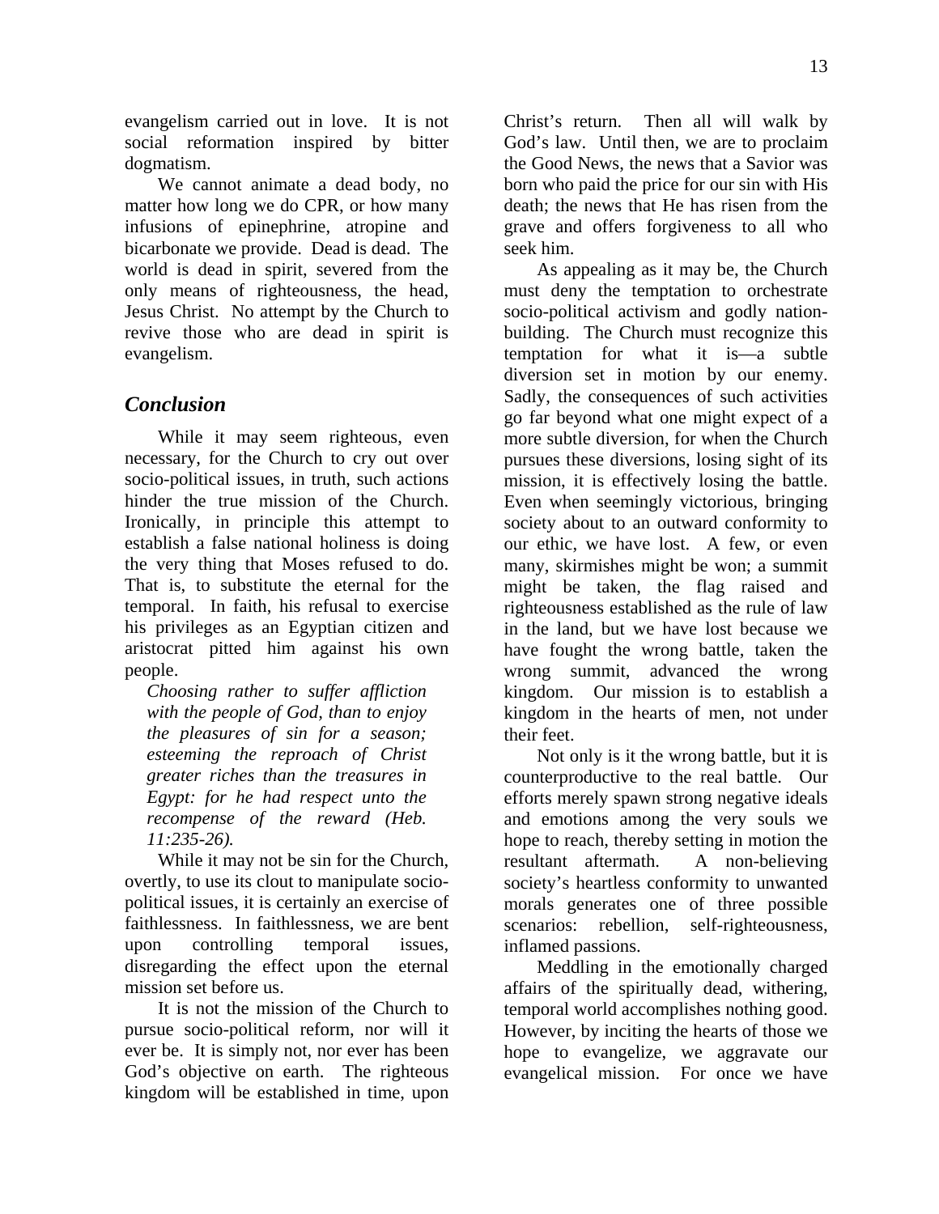evangelism carried out in love. It is not social reformation inspired by bitter dogmatism.

We cannot animate a dead body, no matter how long we do CPR, or how many infusions of epinephrine, atropine and bicarbonate we provide. Dead is dead. The world is dead in spirit, severed from the only means of righteousness, the head, Jesus Christ. No attempt by the Church to revive those who are dead in spirit is evangelism.

## *Conclusion*

While it may seem righteous, even necessary, for the Church to cry out over socio-political issues, in truth, such actions hinder the true mission of the Church. Ironically, in principle this attempt to establish a false national holiness is doing the very thing that Moses refused to do. That is, to substitute the eternal for the temporal. In faith, his refusal to exercise his privileges as an Egyptian citizen and aristocrat pitted him against his own people.

> *Choosing rather to suffer affliction with the people of God, than to enjoy the pleasures of sin for a season; esteeming the reproach of Christ greater riches than the treasures in Egypt: for he had respect unto the recompense of the reward (Heb. 11:235-26).*

While it may not be sin for the Church, overtly, to use its clout to manipulate socio-political issues, it is certainly an exercise of faithlessness. In faithlessness, we are bent upon controlling temporal issues, disregarding the effect upon the eternal mission set before us.

It is not the mission of the Church to pursue socio-political reform, nor will it ever be. It is simply not, nor ever has been God's objective on earth. The righteous kingdom will be established in time, upon Christ's return. Then all will walk by God's law. Until then, we are to proclaim the Good News, the news that a Savior was born who paid the price for our sin with His death; the news that He has risen from the grave and offers forgiveness to all who seek him.

As appealing as it may be, the Church must deny the temptation to orchestrate socio-political activism and godly nation-building. The Church must recognize this temptation for what it is—a subtle diversion set in motion by our enemy. Sadly, the consequences of such activities go far beyond what one might expect of a more subtle diversion, for when the Church pursues these diversions, losing sight of its mission, it is effectively losing the battle. Even when seemingly victorious, bringing society about to an outward conformity to our ethic, we have lost. A few, or even many, skirmishes might be won; a summit might be taken, the flag raised and righteousness established as the rule of law in the land, but we have lost because we have fought the wrong battle, taken the wrong summit, advanced the wrong kingdom. Our mission is to establish a kingdom in the hearts of men, not under their feet.

Not only is it the wrong battle, but it is counterproductive to the real battle. Our efforts merely spawn strong negative ideals and emotions among the very souls we hope to reach, thereby setting in motion the resultant aftermath. A non-believing society's heartless conformity to unwanted morals generates one of three possible scenarios: rebellion, self-righteousness, inflamed passions.

Meddling in the emotionally charged affairs of the spiritually dead, withering, temporal world accomplishes nothing good. However, by inciting the hearts of those we hope to evangelize, we aggravate our evangelical mission. For once we have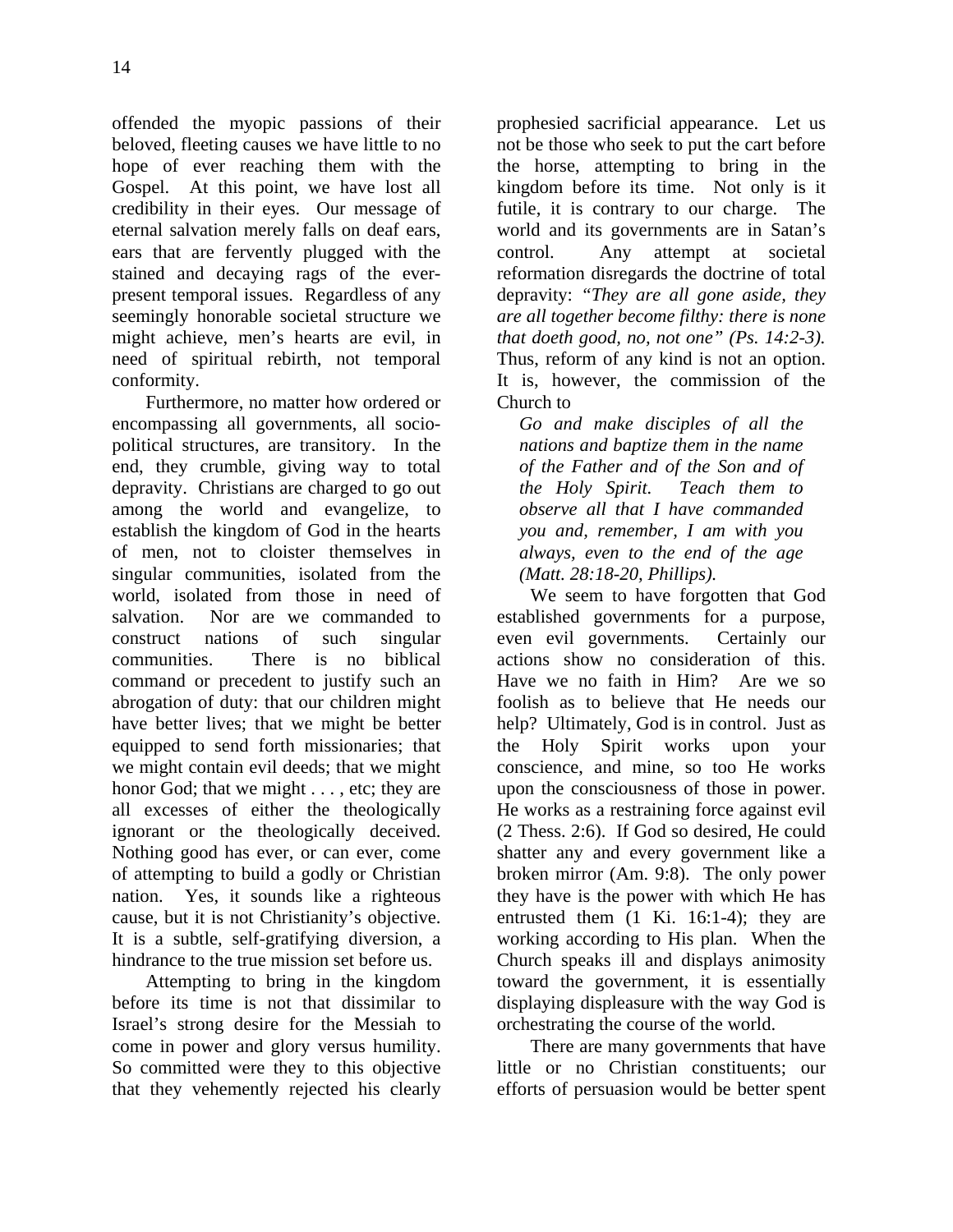offended the myopic passions of their beloved, fleeting causes we have little to no hope of ever reaching them with the Gospel. At this point, we have lost all credibility in their eyes. Our message of eternal salvation merely falls on deaf ears, ears that are fervently plugged with the stained and decaying rags of the ever-present temporal issues. Regardless of any seemingly honorable societal structure we might achieve, men's hearts are evil, in need of spiritual rebirth, not temporal conformity.

Furthermore, no matter how ordered or encompassing all governments, all socio-political structures, are transitory. In the end, they crumble, giving way to total depravity. Christians are charged to go out among the world and evangelize, to establish the kingdom of God in the hearts of men, not to cloister themselves in singular communities, isolated from the world, isolated from those in need of salvation. Nor are we commanded to construct nations of such singular communities. There is no biblical command or precedent to justify such an abrogation of duty: that our children might have better lives; that we might be better equipped to send forth missionaries; that we might contain evil deeds; that we might honor God; that we might . . . , etc; they are all excesses of either the theologically ignorant or the theologically deceived. Nothing good has ever, or can ever, come of attempting to build a godly or Christian nation. Yes, it sounds like a righteous cause, but it is not Christianity's objective. It is a subtle, self-gratifying diversion, a hindrance to the true mission set before us.

Attempting to bring in the kingdom before its time is not that dissimilar to Israel's strong desire for the Messiah to come in power and glory versus humility. So committed were they to this objective that they vehemently rejected his clearly prophesied sacrificial appearance. Let us not be those who seek to put the cart before the horse, attempting to bring in the kingdom before its time. Not only is it futile, it is contrary to our charge. The world and its governments are in Satan's control. Any attempt at societal reformation disregards the doctrine of total depravity: *"They are all gone aside, they are all together become filthy: there is none that doeth good, no, not one" (Ps. 14:2-3).* Thus, reform of any kind is not an option. It is, however, the commission of the Church to

> *Go and make disciples of all the nations and baptize them in the name of the Father and of the Son and of the Holy Spirit. Teach them to observe all that I have commanded you and, remember, I am with you always, even to the end of the age (Matt. 28:18-20, Phillips).*

We seem to have forgotten that God established governments for a purpose, even evil governments. Certainly our actions show no consideration of this. Have we no faith in Him? Are we so foolish as to believe that He needs our help? Ultimately, God is in control. Just as the Holy Spirit works upon your conscience, and mine, so too He works upon the consciousness of those in power. He works as a restraining force against evil (2 Thess. 2:6). If God so desired, He could shatter any and every government like a broken mirror (Am. 9:8). The only power they have is the power with which He has entrusted them (1 Ki. 16:1-4); they are working according to His plan. When the Church speaks ill and displays animosity toward the government, it is essentially displaying displeasure with the way God is orchestrating the course of the world.

There are many governments that have little or no Christian constituents; our efforts of persuasion would be better spent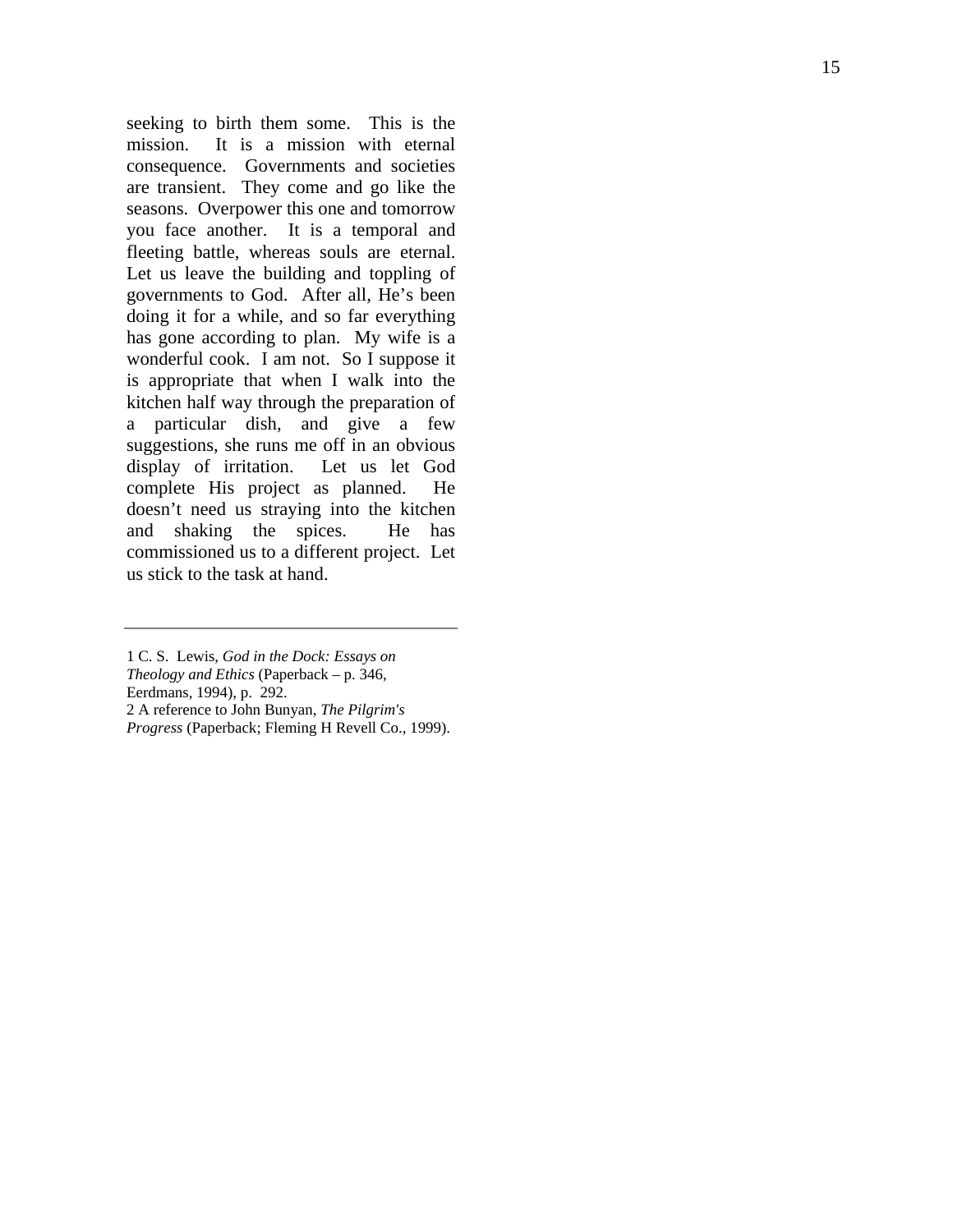seeking to birth them some. This is the mission. It is a mission with eternal consequence. Governments and societies are transient. They come and go like the seasons. Overpower this one and tomorrow you face another. It is a temporal and fleeting battle, whereas souls are eternal. Let us leave the building and toppling of governments to God. After all, He's been doing it for a while, and so far everything has gone according to plan. My wife is a wonderful cook. I am not. So I suppose it is appropriate that when I walk into the kitchen half way through the preparation of a particular dish, and give a few suggestions, she runs me off in an obvious display of irritation. Let us let God complete His project as planned. He doesn't need us straying into the kitchen and shaking the spices. He has commissioned us to a different project. Let us stick to the task at hand.

---

1 C. S. Lewis, *God in the Dock: Essays on Theology and Ethics* (Paperback – p. 346, Eerdmans, 1994), p. 292.

2 A reference to John Bunyan, *The Pilgrim's Progress* (Paperback; Fleming H Revell Co., 1999).